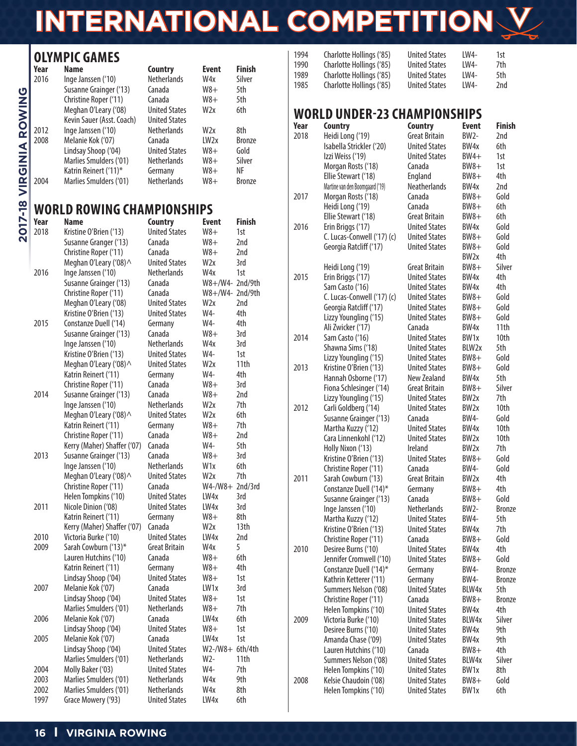# INTERNATIONAL COMPETITION

## OLYMPIC GAMES

| Year | Name | Country | Event | Finish |
|---|---|---|---|---|
| 2016 | Inge Janssen ('10) | Netherlands | W4x | Silver |
| | Susanne Grainger ('13) | Canada | W8+ | 5th |
| | Christine Roper ('11) | Canada | W8+ | 5th |
| | Meghan O'Leary ('08) | United States | W2x | 6th |
| | Kevin Sauer (Asst. Coach) | United States | | |
| 2012 | Inge Janssen ('10) | Netherlands | W2x | 8th |
| 2008 | Melanie Kok ('07) | Canada | LW2x | Bronze |
| | Lindsay Shoop ('04) | United States | W8+ | Gold |
| | Marlies Smulders ('01) | Netherlands | W8+ | Silver |
| | Katrin Reinert ('11)* | Germany | W8+ | NF |
| 2004 | Marlies Smulders ('01) | Netherlands | W8+ | Bronze |

## WORLD ROWING CHAMPIONSHIPS

| Year | Name | Country | Event | Finish |
|---|---|---|---|---|
| 2018 | Kristine O'Brien ('13) | United States | W8+ | 1st |
| | Susanne Granger ('13) | Canada | W8+ | 2nd |
| | Christine Roper ('11) | Canada | W8+ | 2nd |
| | Meghan O'Leary ('08)^ | United States | W2x | 3rd |
| 2016 | Inge Janssen ('10) | Netherlands | W4x | 1st |
| | Susanne Grainger ('13) | Canada | W8+/W4- | 2nd/9th |
| | Christine Roper ('11) | Canada | W8+/W4- | 2nd/9th |
| | Meghan O'Leary ('08) | United States | W2x | 2nd |
| | Kristine O'Brien ('13) | United States | W4- | 4th |
| 2015 | Constanze Duell ('14) | Germany | W4- | 4th |
| | Susanne Grainger ('13) | Canada | W8+ | 3rd |
| | Inge Janssen ('10) | Netherlands | W4x | 3rd |
| | Kristine O'Brien ('13) | United States | W4- | 1st |
| | Meghan O'Leary ('08)^ | United States | W2x | 11th |
| | Katrin Reinert ('11) | Germany | W4- | 4th |
| | Christine Roper ('11) | Canada | W8+ | 3rd |
| 2014 | Susanne Grainger ('13) | Canada | W8+ | 2nd |
| | Inge Janssen ('10) | Netherlands | W2x | 7th |
| | Meghan O'Leary ('08)^ | United States | W2x | 6th |
| | Katrin Reinert ('11) | Germany | W8+ | 7th |
| | Christine Roper ('11) | Canada | W8+ | 2nd |
| | Kerry (Maher) Shaffer ('07) | Canada | W4- | 5th |
| 2013 | Susanne Grainger ('13) | Canada | W8+ | 3rd |
| | Inge Janssen ('10) | Netherlands | W1x | 6th |
| | Meghan O'Leary ('08)^ | United States | W2x | 7th |
| | Christine Roper ('11) | Canada | W4-/W8+ | 2nd/3rd |
| | Helen Tompkins ('10) | United States | LW4x | 3rd |
| 2011 | Nicole Dinion ('08) | United States | LW4x | 3rd |
| | Katrin Reinert ('11) | Germany | W8+ | 8th |
| | Kerry (Maher) Shaffer ('07) | Canada | W2x | 13th |
| 2010 | Victoria Burke ('10) | United States | LW4x | 2nd |
| 2009 | Sarah Cowburn ('13)* | Great Britain | W4x | 5 |
| | Lauren Hutchins ('10) | Canada | W8+ | 6th |
| | Katrin Reinert ('11) | Germany | W8+ | 4th |
| | Lindsay Shoop ('04) | United States | W8+ | 1st |
| 2007 | Melanie Kok ('07) | Canada | LW1x | 3rd |
| | Lindsay Shoop ('04) | United States | W8+ | 1st |
| | Marlies Smulders ('01) | Netherlands | W8+ | 7th |
| 2006 | Melanie Kok ('07) | Canada | LW4x | 6th |
| | Lindsay Shoop ('04) | United States | W8+ | 1st |
| 2005 | Melanie Kok ('07) | Canada | LW4x | 1st |
| | Lindsay Shoop ('04) | United States | W2-/W8+ | 6th/4th |
| | Marlies Smulders ('01) | Netherlands | W2- | 11th |
| 2004 | Molly Baker ('03) | United States | W4- | 7th |
| 2003 | Marlies Smulders ('01) | Netherlands | W4x | 9th |
| 2002 | Marlies Smulders ('01) | Netherlands | W4x | 8th |
| 1997 | Grace Mowery ('93) | United States | LW4x | 6th |
| 1994 | Charlotte Hollings ('85) | United States | LW4- | 1st |
| 1990 | Charlotte Hollings ('85) | United States | LW4- | 7th |
| 1989 | Charlotte Hollings ('85) | United States | LW4- | 5th |
| 1985 | Charlotte Hollings ('85) | United States | LW4- | 2nd |

## WORLD UNDER-23 CHAMPIONSHIPS

| Year | Country | Country | Event | Finish |
|---|---|---|---|---|
| 2018 | Heidi Long ('19) | Great Britain | BW2- | 2nd |
| | Isabella Strickler ('20) | United States | BW4x | 6th |
| | Izzi Weiss ('19) | United States | BW4+ | 1st |
| | Morgan Rosts ('18) | Canada | BW8+ | 1st |
| | Ellie Stewart ('18) | England | BW8+ | 4th |
| | Martine van den Boomgaard ('19) | Neatherlands | BW4x | 2nd |
| 2017 | Morgan Rosts ('18) | Canada | BW8+ | Gold |
| | Heidi Long ('19) | Canada | BW8+ | 6th |
| | Ellie Stewart ('18) | Great Britain | BW8+ | 6th |
| 2016 | Erin Briggs ('17) | United States | BW4x | Gold |
| | C. Lucas-Conwell ('17) (c) | United States | BW8+ | Gold |
| | Georgia Ratcliff ('17) | United States | BW8+ | Gold |
| | | | BW2x | 4th |
| | Heidi Long ('19) | Great Britain | BW8+ | Silver |
| 2015 | Erin Briggs ('17) | United States | BW4x | 4th |
| | Sam Casto ('16) | United States | BW4x | 4th |
| | C. Lucas-Conwell ('17) (c) | United States | BW8+ | Gold |
| | Georgia Ratcliff ('17) | United States | BW8+ | Gold |
| | Lizzy Youngling ('15) | United States | BW8+ | Gold |
| | Ali Zwicker ('17) | Canada | BW4x | 11th |
| 2014 | Sam Casto ('16) | United States | BW1x | 10th |
| | Shawna Sims ('18) | United States | BLW2x | 5th |
| | Lizzy Youngling ('15) | United States | BW8+ | Gold |
| 2013 | Kristine O'Brien ('13) | United States | BW8+ | Gold |
| | Hannah Osborne ('17) | New Zealand | BW4x | 5th |
| | Fiona Schlesinger ('14) | Great Britain | BW8+ | Silver |
| | Lizzy Youngling ('15) | United States | BW2x | 7th |
| 2012 | Carli Goldberg ('14) | United States | BW2x | 10th |
| | Susanne Grainger ('13) | Canada | BW4- | Gold |
| | Martha Kuzzy ('12) | United States | BW4x | 10th |
| | Cara Linnenkohl ('12) | United States | BW2x | 10th |
| | Holly Nixon ('13) | Ireland | BW2x | 7th |
| | Kristine O'Brien ('13) | United States | BW8+ | Gold |
| | Christine Roper ('11) | Canada | BW4- | Gold |
| 2011 | Sarah Cowburn ('13) | Great Britain | BW2x | 4th |
| | Constanze Duell ('14)* | Germany | BW8+ | 4th |
| | Susanne Grainger ('13) | Canada | BW8+ | Gold |
| | Inge Janssen ('10) | Netherlands | BW2- | Bronze |
| | Martha Kuzzy ('12) | United States | BW4- | 5th |
| | Kristine O'Brien ('13) | United States | BW4x | 7th |
| | Christine Roper ('11) | Canada | BW8+ | Gold |
| 2010 | Desiree Burns ('10) | United States | BW4x | 4th |
| | Jennifer Cromwell ('10) | United States | BW8+ | Gold |
| | Constanze Duell ('14)* | Germany | BW4- | Bronze |
| | Kathrin Ketterer ('11) | Germany | BW4- | Bronze |
| | Summers Nelson ('08) | United States | BLW4x | 5th |
| | Christine Roper ('11) | Canada | BW8+ | Bronze |
| | Helen Tompkins ('10) | United States | BW4x | 4th |
| 2009 | Victoria Burke ('10) | United States | BLW4x | Silver |
| | Desiree Burns ('10) | United States | BW4x | 9th |
| | Amanda Chase ('09) | United States | BW4x | 9th |
| | Lauren Hutchins ('10) | Canada | BW8+ | 4th |
| | Summers Nelson ('08) | United States | BLW4x | Silver |
| | Helen Tompkins ('10) | United States | BW1x | 8th |
| 2008 | Kelsie Chaudoin ('08) | United States | BW8+ | Gold |
| | Helen Tompkins ('10) | United States | BW1x | 6th |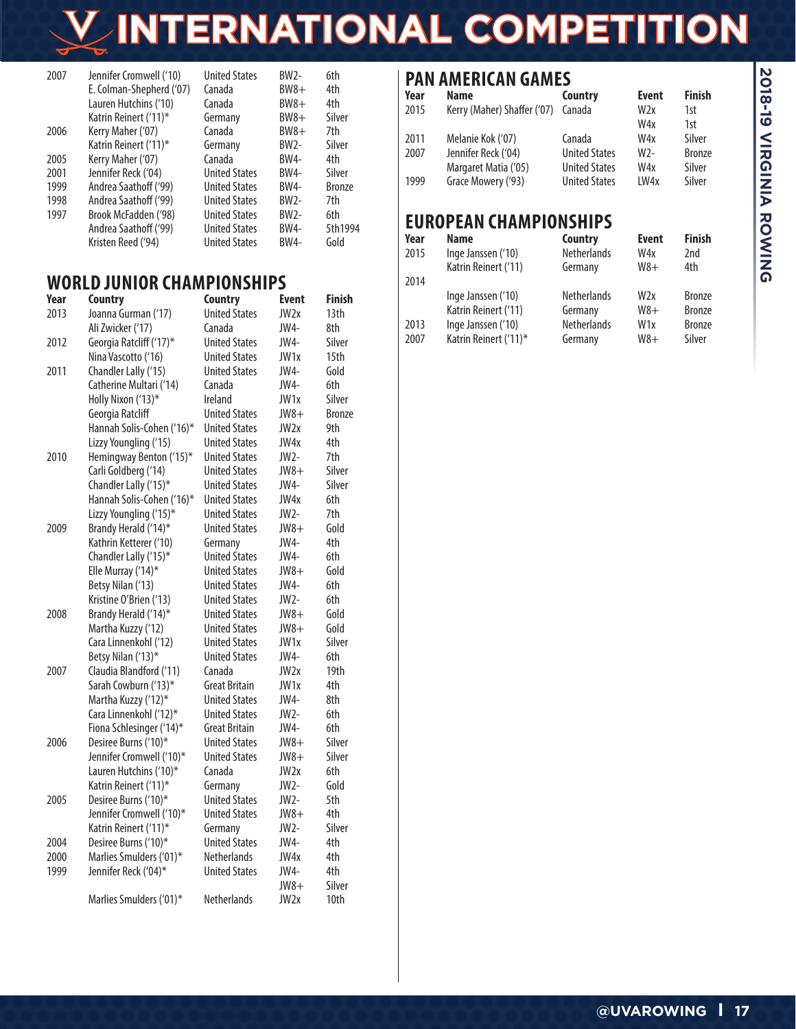# INTERNATIONAL COMPETITION

| Year | Name | Country | Event | Finish |
|---|---|---|---|---|
| 2007 | Jennifer Cromwell ('10) | United States | BW2- | 6th |
| | E. Colman-Shepherd ('07) | Canada | BW8+ | 4th |
| | Lauren Hutchins ('10) | Canada | BW8+ | 4th |
| | Katrin Reinert ('11)* | Germany | BW8+ | Silver |
| 2006 | Kerry Maher ('07) | Canada | BW8+ | 7th |
| | Katrin Reinert ('11)* | Germany | BW2- | Silver |
| 2005 | Kerry Maher ('07) | Canada | BW4- | 4th |
| 2001 | Jennifer Reck ('04) | United States | BW4- | Silver |
| 1999 | Andrea Saathoff ('99) | United States | BW4- | Bronze |
| 1998 | Andrea Saathoff ('99) | United States | BW2- | 7th |
| 1997 | Brook McFadden ('98) | United States | BW2- | 6th |
| | Andrea Saathoff ('99) | United States | BW4- | 5th1994 |
| | Kristen Reed ('94) | United States | BW4- | Gold |

## WORLD JUNIOR CHAMPIONSHIPS

| Year | Country | Country | Event | Finish |
|---|---|---|---|---|
| 2013 | Joanna Gurman ('17) | United States | JW2x | 13th |
| | Ali Zwicker ('17) | Canada | JW4- | 8th |
| 2012 | Georgia Ratcliff ('17)* | United States | JW4- | Silver |
| | Nina Vascotto ('16) | United States | JW1x | 15th |
| 2011 | Chandler Lally ('15) | United States | JW4- | Gold |
| | Catherine Multari ('14) | Canada | JW4- | 6th |
| | Holly Nixon ('13)* | Ireland | JW1x | Silver |
| | Georgia Ratcliff | United States | JW8+ | Bronze |
| | Hannah Solis-Cohen ('16)* | United States | JW2x | 9th |
| | Lizzy Youngling ('15) | United States | JW4x | 4th |
| 2010 | Hemingway Benton ('15)* | United States | JW2- | 7th |
| | Carli Goldberg ('14) | United States | JW8+ | Silver |
| | Chandler Lally ('15)* | United States | JW4- | Silver |
| | Hannah Solis-Cohen ('16)* | United States | JW4x | 6th |
| | Lizzy Youngling ('15)* | United States | JW2- | 7th |
| 2009 | Brandy Herald ('14)* | United States | JW8+ | Gold |
| | Kathrin Ketterer ('10) | Germany | JW4- | 4th |
| | Chandler Lally ('15)* | United States | JW4- | 6th |
| | Elle Murray ('14)* | United States | JW8+ | Gold |
| | Betsy Nilan ('13) | United States | JW4- | 6th |
| | Kristine O'Brien ('13) | United States | JW2- | 6th |
| 2008 | Brandy Herald ('14)* | United States | JW8+ | Gold |
| | Martha Kuzzy ('12) | United States | JW8+ | Gold |
| | Cara Linnenkohl ('12) | United States | JW1x | Silver |
| | Betsy Nilan ('13)* | United States | JW4- | 6th |
| 2007 | Claudia Blandford ('11) | Canada | JW2x | 19th |
| | Sarah Cowburn ('13)* | Great Britain | JW1x | 4th |
| | Martha Kuzzy ('12)* | United States | JW4- | 8th |
| | Cara Linnenkohl ('12)* | United States | JW2- | 6th |
| | Fiona Schlesinger ('14)* | Great Britain | JW4- | 6th |
| 2006 | Desiree Burns ('10)* | United States | JW8+ | Silver |
| | Jennifer Cromwell ('10)* | United States | JW8+ | Silver |
| | Lauren Hutchins ('10)* | Canada | JW2x | 6th |
| | Katrin Reinert ('11)* | Germany | JW2- | Gold |
| 2005 | Desiree Burns ('10)* | United States | JW2- | 5th |
| | Jennifer Cromwell ('10)* | United States | JW8+ | 4th |
| | Katrin Reinert ('11)* | Germany | JW2- | Silver |
| 2004 | Desiree Burns ('10)* | United States | JW4- | 4th |
| 2000 | Marlies Smulders ('01)* | Netherlands | JW4x | 4th |
| 1999 | Jennifer Reck ('04)* | United States | JW4- | 4th |
| | | | JW8+ | Silver |
| | Marlies Smulders ('01)* | Netherlands | JW2x | 10th |

## PAN AMERICAN GAMES

| Year | Name | Country | Event | Finish |
|---|---|---|---|---|
| 2015 | Kerry (Maher) Shaffer ('07) | Canada | W2x | 1st |
| | | | W4x | 1st |
| 2011 | Melanie Kok ('07) | Canada | W4x | Silver |
| 2007 | Jennifer Reck ('04) | United States | W2- | Bronze |
| | Margaret Matia ('05) | United States | W4x | Silver |
| 1999 | Grace Mowery ('93) | United States | LW4x | Silver |

## EUROPEAN CHAMPIONSHIPS

| Year | Name | Country | Event | Finish |
|---|---|---|---|---|
| 2015 | Inge Janssen ('10) | Netherlands | W4x | 2nd |
| | Katrin Reinert ('11) | Germany | W8+ | 4th |
| 2014 | | | | |
| | Inge Janssen ('10) | Netherlands | W2x | Bronze |
| | Katrin Reinert ('11) | Germany | W8+ | Bronze |
| 2013 | Inge Janssen ('10) | Netherlands | W1x | Bronze |
| 2007 | Katrin Reinert ('11)* | Germany | W8+ | Silver |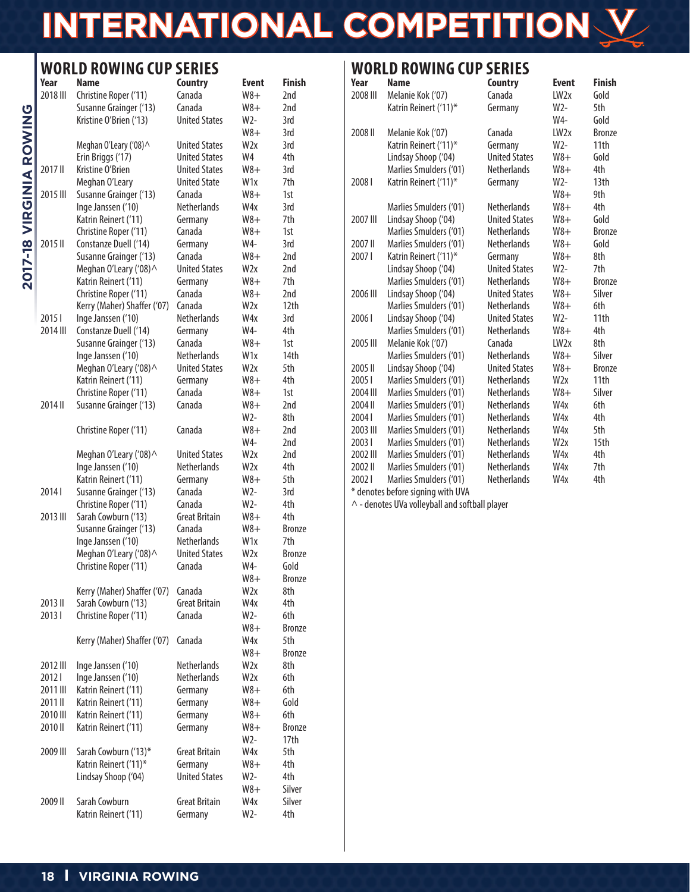# INTERNATIONAL COMPETITION

## WORLD ROWING CUP SERIES

| Year | Name | Country | Event | Finish |
|---|---|---|---|---|
| 2018 III | Christine Roper ('11) | Canada | W8+ | 2nd |
| | Susanne Grainger ('13) | Canada | W8+ | 2nd |
| | Kristine O'Brien ('13) | United States | W2- | 3rd |
| | | | W8+ | 3rd |
| | Meghan O'Leary ('08)^ | United States | W2x | 3rd |
| | Erin Briggs ('17) | United States | W4 | 4th |
| 2017 II | Kristine O'Brien | United States | W8+ | 3rd |
| | Meghan O'Leary | United State | W1x | 7th |
| 2015 III | Susanne Grainger ('13) | Canada | W8+ | 1st |
| | Inge Janssen ('10) | Netherlands | W4x | 3rd |
| | Katrin Reinert ('11) | Germany | W8+ | 7th |
| | Christine Roper ('11) | Canada | W8+ | 1st |
| 2015 II | Constanze Duell ('14) | Germany | W4- | 3rd |
| | Susanne Grainger ('13) | Canada | W8+ | 2nd |
| | Meghan O'Leary ('08)^ | United States | W2x | 2nd |
| | Katrin Reinert ('11) | Germany | W8+ | 7th |
| | Christine Roper ('11) | Canada | W8+ | 2nd |
| | Kerry (Maher) Shaffer ('07) | Canada | W2x | 12th |
| 2015 I | Inge Janssen ('10) | Netherlands | W4x | 3rd |
| 2014 III | Constanze Duell ('14) | Germany | W4- | 4th |
| | Susanne Grainger ('13) | Canada | W8+ | 1st |
| | Inge Janssen ('10) | Netherlands | W1x | 14th |
| | Meghan O'Leary ('08)^ | United States | W2x | 5th |
| | Katrin Reinert ('11) | Germany | W8+ | 4th |
| | Christine Roper ('11) | Canada | W8+ | 1st |
| 2014 II | Susanne Grainger ('13) | Canada | W8+ | 2nd |
| | | | W2- | 8th |
| | Christine Roper ('11) | Canada | W8+ | 2nd |
| | | | W4- | 2nd |
| | Meghan O'Leary ('08)^ | United States | W2x | 2nd |
| | Inge Janssen ('10) | Netherlands | W2x | 4th |
| | Katrin Reinert ('11) | Germany | W8+ | 5th |
| 2014 I | Susanne Grainger ('13) | Canada | W2- | 3rd |
| | Christine Roper ('11) | Canada | W2- | 4th |
| 2013 III | Sarah Cowburn ('13) | Great Britain | W8+ | 4th |
| | Susanne Grainger ('13) | Canada | W8+ | Bronze |
| | Inge Janssen ('10) | Netherlands | W1x | 7th |
| | Meghan O'Leary ('08)^ | United States | W2x | Bronze |
| | Christine Roper ('11) | Canada | W4- | Gold |
| | | | W8+ | Bronze |
| | Kerry (Maher) Shaffer ('07) | Canada | W2x | 8th |
| 2013 II | Sarah Cowburn ('13) | Great Britain | W4x | 4th |
| 2013 I | Christine Roper ('11) | Canada | W2- | 6th |
| | | | W8+ | Bronze |
| | Kerry (Maher) Shaffer ('07) | Canada | W4x | 5th |
| | | | W8+ | Bronze |
| 2012 III | Inge Janssen ('10) | Netherlands | W2x | 8th |
| 2012 I | Inge Janssen ('10) | Netherlands | W2x | 6th |
| 2011 III | Katrin Reinert ('11) | Germany | W8+ | 6th |
| 2011 II | Katrin Reinert ('11) | Germany | W8+ | Gold |
| 2010 III | Katrin Reinert ('11) | Germany | W8+ | 6th |
| 2010 II | Katrin Reinert ('11) | Germany | W8+ | Bronze |
| | | | W2- | 17th |
| 2009 III | Sarah Cowburn ('13)* | Great Britain | W4x | 5th |
| | Katrin Reinert ('11)* | Germany | W8+ | 4th |
| | Lindsay Shoop ('04) | United States | W2- | 4th |
| | | | W8+ | Silver |
| 2009 II | Sarah Cowburn | Great Britain | W4x | Silver |
| | Katrin Reinert ('11) | Germany | W2- | 4th |

## WORLD ROWING CUP SERIES

| Year | Name | Country | Event | Finish |
|---|---|---|---|---|
| 2008 III | Melanie Kok ('07) | Canada | LW2x | Gold |
| | Katrin Reinert ('11)* | Germany | W2- | 5th |
| | | | W4- | Gold |
| 2008 II | Melanie Kok ('07) | Canada | LW2x | Bronze |
| | Katrin Reinert ('11)* | Germany | W2- | 11th |
| | Lindsay Shoop ('04) | United States | W8+ | Gold |
| | Marlies Smulders ('01) | Netherlands | W8+ | 4th |
| 2008 I | Katrin Reinert ('11)* | Germany | W2- | 13th |
| | | | W8+ | 9th |
| | Marlies Smulders ('01) | Netherlands | W8+ | 4th |
| 2007 III | Lindsay Shoop ('04) | United States | W8+ | Gold |
| | Marlies Smulders ('01) | Netherlands | W8+ | Bronze |
| 2007 II | Marlies Smulders ('01) | Netherlands | W8+ | Gold |
| 2007 I | Katrin Reinert ('11)* | Germany | W8+ | 8th |
| | Lindsay Shoop ('04) | United States | W2- | 7th |
| | Marlies Smulders ('01) | Netherlands | W8+ | Bronze |
| 2006 III | Lindsay Shoop ('04) | United States | W8+ | Silver |
| | Marlies Smulders ('01) | Netherlands | W8+ | 6th |
| 2006 I | Lindsay Shoop ('04) | United States | W2- | 11th |
| | Marlies Smulders ('01) | Netherlands | W8+ | 4th |
| 2005 III | Melanie Kok ('07) | Canada | LW2x | 8th |
| | Marlies Smulders ('01) | Netherlands | W8+ | Silver |
| 2005 II | Lindsay Shoop ('04) | United States | W8+ | Bronze |
| 2005 I | Marlies Smulders ('01) | Netherlands | W2x | 11th |
| 2004 III | Marlies Smulders ('01) | Netherlands | W8+ | Silver |
| 2004 II | Marlies Smulders ('01) | Netherlands | W4x | 6th |
| 2004 I | Marlies Smulders ('01) | Netherlands | W4x | 4th |
| 2003 III | Marlies Smulders ('01) | Netherlands | W4x | 5th |
| 2003 I | Marlies Smulders ('01) | Netherlands | W2x | 15th |
| 2002 III | Marlies Smulders ('01) | Netherlands | W4x | 4th |
| 2002 II | Marlies Smulders ('01) | Netherlands | W4x | 7th |
| 2002 I | Marlies Smulders ('01) | Netherlands | W4x | 4th |

\* denotes before signing with UVA

^ - denotes UVa volleyball and softball player